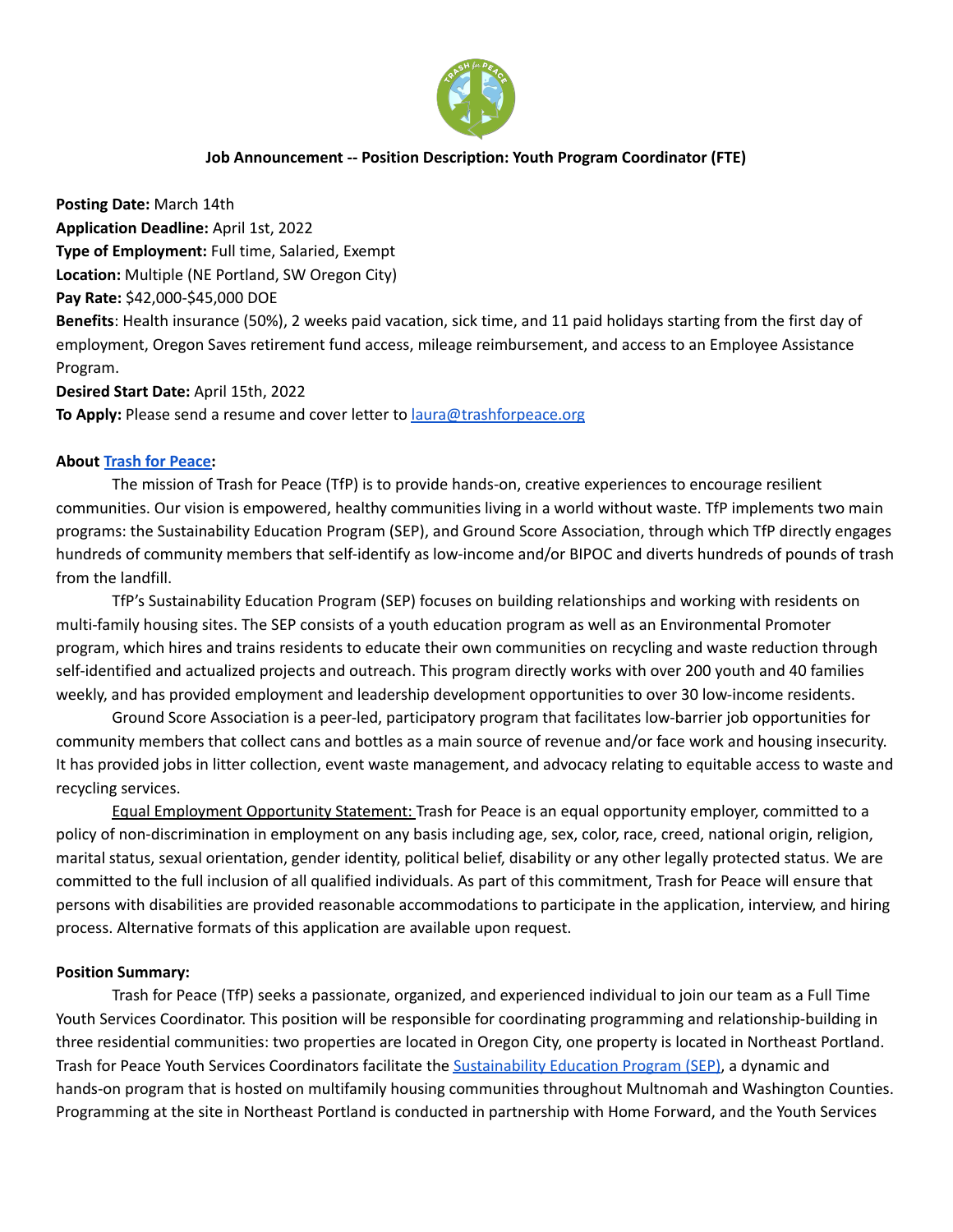**Job Announcement -- Position Description: Youth Program Coordinator (FTE)**

**Posting Date:** March 14th
**Application Deadline:** April 1st, 2022
**Type of Employment:** Full time, Salaried, Exempt
**Location:** Multiple (NE Portland, SW Oregon City)
**Pay Rate:** $42,000-$45,000 DOE
**Benefits**: Health insurance (50%), 2 weeks paid vacation, sick time, and 11 paid holidays starting from the first day of employment, Oregon Saves retirement fund access, mileage reimbursement, and access to an Employee Assistance Program.
**Desired Start Date:** April 15th, 2022
**To Apply:** Please send a resume and cover letter to laura@trashforpeace.org

**About Trash for Peace:**

The mission of Trash for Peace (TfP) is to provide hands-on, creative experiences to encourage resilient communities. Our vision is empowered, healthy communities living in a world without waste. TfP implements two main programs: the Sustainability Education Program (SEP), and Ground Score Association, through which TfP directly engages hundreds of community members that self-identify as low-income and/or BIPOC and diverts hundreds of pounds of trash from the landfill.

TfP's Sustainability Education Program (SEP) focuses on building relationships and working with residents on multi-family housing sites. The SEP consists of a youth education program as well as an Environmental Promoter program, which hires and trains residents to educate their own communities on recycling and waste reduction through self-identified and actualized projects and outreach. This program directly works with over 200 youth and 40 families weekly, and has provided employment and leadership development opportunities to over 30 low-income residents.

Ground Score Association is a peer-led, participatory program that facilitates low-barrier job opportunities for community members that collect cans and bottles as a main source of revenue and/or face work and housing insecurity. It has provided jobs in litter collection, event waste management, and advocacy relating to equitable access to waste and recycling services.

Equal Employment Opportunity Statement: Trash for Peace is an equal opportunity employer, committed to a policy of non-discrimination in employment on any basis including age, sex, color, race, creed, national origin, religion, marital status, sexual orientation, gender identity, political belief, disability or any other legally protected status. We are committed to the full inclusion of all qualified individuals. As part of this commitment, Trash for Peace will ensure that persons with disabilities are provided reasonable accommodations to participate in the application, interview, and hiring process. Alternative formats of this application are available upon request.

**Position Summary:**

Trash for Peace (TfP) seeks a passionate, organized, and experienced individual to join our team as a Full Time Youth Services Coordinator. This position will be responsible for coordinating programming and relationship-building in three residential communities: two properties are located in Oregon City, one property is located in Northeast Portland. Trash for Peace Youth Services Coordinators facilitate the Sustainability Education Program (SEP), a dynamic and hands-on program that is hosted on multifamily housing communities throughout Multnomah and Washington Counties. Programming at the site in Northeast Portland is conducted in partnership with Home Forward, and the Youth Services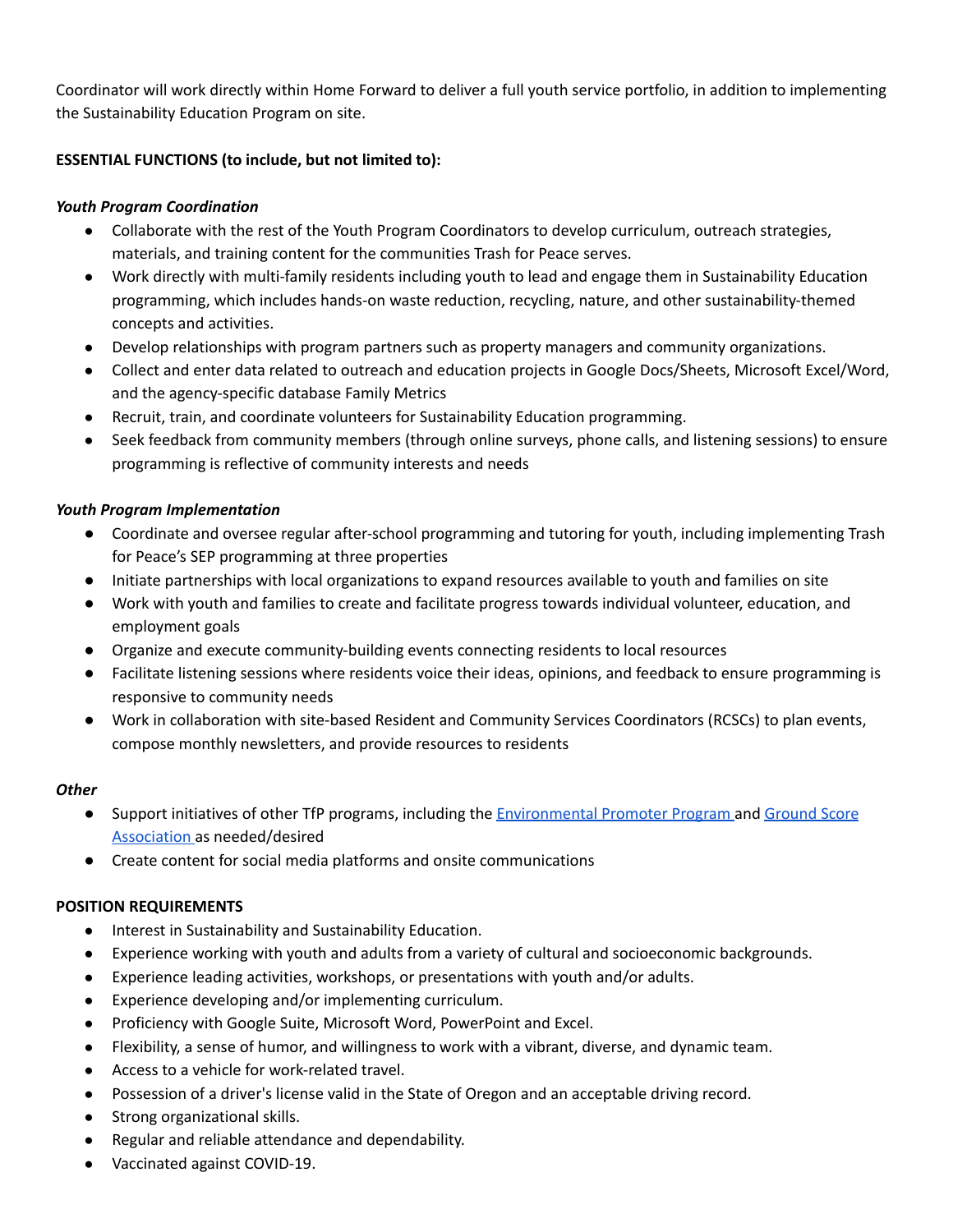Coordinator will work directly within Home Forward to deliver a full youth service portfolio, in addition to implementing the Sustainability Education Program on site.

**ESSENTIAL FUNCTIONS (to include, but not limited to):**

***Youth Program Coordination***

- Collaborate with the rest of the Youth Program Coordinators to develop curriculum, outreach strategies, materials, and training content for the communities Trash for Peace serves.
- Work directly with multi-family residents including youth to lead and engage them in Sustainability Education programming, which includes hands-on waste reduction, recycling, nature, and other sustainability-themed concepts and activities.
- Develop relationships with program partners such as property managers and community organizations.
- Collect and enter data related to outreach and education projects in Google Docs/Sheets, Microsoft Excel/Word, and the agency-specific database Family Metrics
- Recruit, train, and coordinate volunteers for Sustainability Education programming.
- Seek feedback from community members (through online surveys, phone calls, and listening sessions) to ensure programming is reflective of community interests and needs

***Youth Program Implementation***

- Coordinate and oversee regular after-school programming and tutoring for youth, including implementing Trash for Peace's SEP programming at three properties
- Initiate partnerships with local organizations to expand resources available to youth and families on site
- Work with youth and families to create and facilitate progress towards individual volunteer, education, and employment goals
- Organize and execute community-building events connecting residents to local resources
- Facilitate listening sessions where residents voice their ideas, opinions, and feedback to ensure programming is responsive to community needs
- Work in collaboration with site-based Resident and Community Services Coordinators (RCSCs) to plan events, compose monthly newsletters, and provide resources to residents

***Other***

- Support initiatives of other TfP programs, including the Environmental Promoter Program and Ground Score Association as needed/desired
- Create content for social media platforms and onsite communications

**POSITION REQUIREMENTS**

- Interest in Sustainability and Sustainability Education.
- Experience working with youth and adults from a variety of cultural and socioeconomic backgrounds.
- Experience leading activities, workshops, or presentations with youth and/or adults.
- Experience developing and/or implementing curriculum.
- Proficiency with Google Suite, Microsoft Word, PowerPoint and Excel.
- Flexibility, a sense of humor, and willingness to work with a vibrant, diverse, and dynamic team.
- Access to a vehicle for work-related travel.
- Possession of a driver's license valid in the State of Oregon and an acceptable driving record.
- Strong organizational skills.
- Regular and reliable attendance and dependability.
- Vaccinated against COVID-19.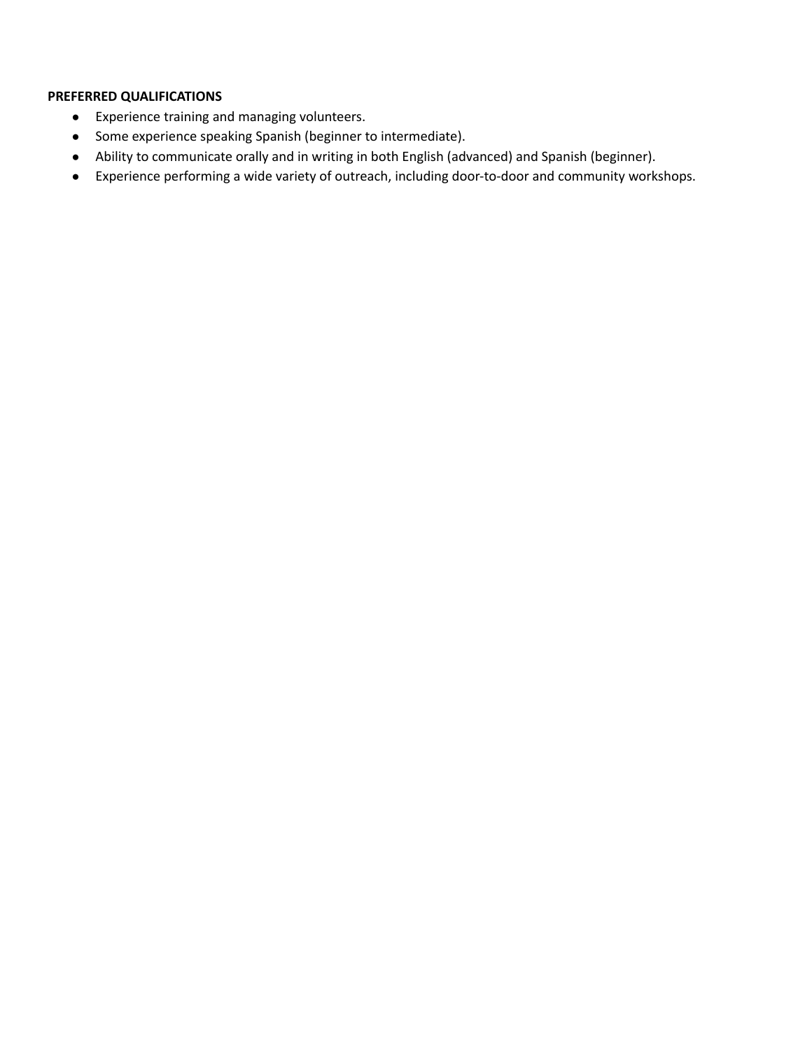**PREFERRED QUALIFICATIONS**

- Experience training and managing volunteers.
- Some experience speaking Spanish (beginner to intermediate).
- Ability to communicate orally and in writing in both English (advanced) and Spanish (beginner).
- Experience performing a wide variety of outreach, including door-to-door and community workshops.